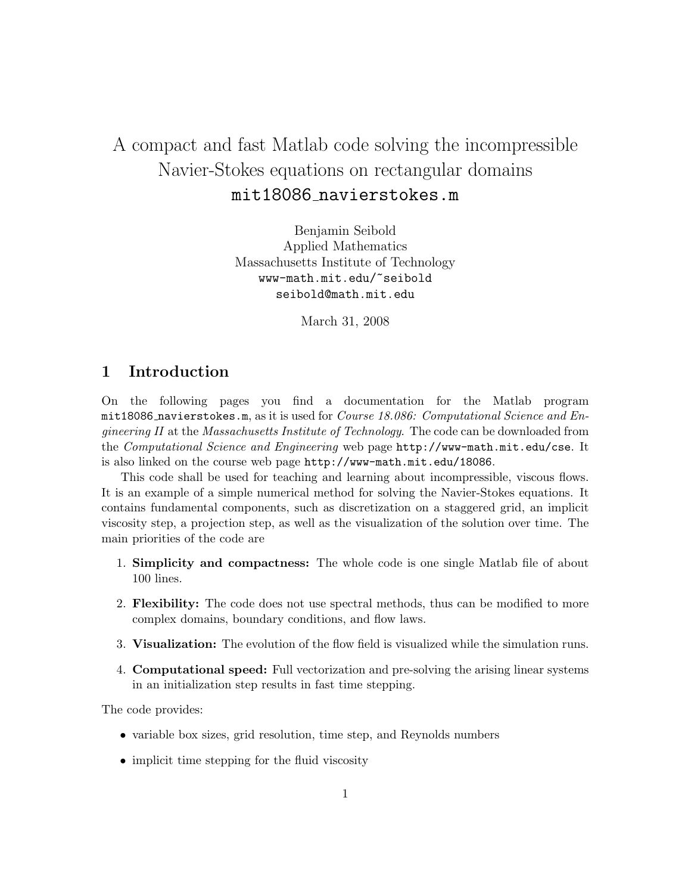# A compact and fast Matlab code solving the incompressible Navier-Stokes equations on rectangular domains `mit18086_navierstokes.m`

Benjamin Seibold
Applied Mathematics
Massachusetts Institute of Technology
`www-math.mit.edu/~seibold`
`seibold@math.mit.edu`

March 31, 2008

## 1 Introduction

On the following pages you find a documentation for the Matlab program `mit18086_navierstokes.m`, as it is used for *Course 18.086: Computational Science and Engineering II* at the *Massachusetts Institute of Technology*. The code can be downloaded from the *Computational Science and Engineering* web page `http://www-math.mit.edu/cse`. It is also linked on the course web page `http://www-math.mit.edu/18086`.

This code shall be used for teaching and learning about incompressible, viscous flows. It is an example of a simple numerical method for solving the Navier-Stokes equations. It contains fundamental components, such as discretization on a staggered grid, an implicit viscosity step, a projection step, as well as the visualization of the solution over time. The main priorities of the code are

1. **Simplicity and compactness:** The whole code is one single Matlab file of about 100 lines.
2. **Flexibility:** The code does not use spectral methods, thus can be modified to more complex domains, boundary conditions, and flow laws.
3. **Visualization:** The evolution of the flow field is visualized while the simulation runs.
4. **Computational speed:** Full vectorization and pre-solving the arising linear systems in an initialization step results in fast time stepping.

The code provides:

- variable box sizes, grid resolution, time step, and Reynolds numbers
- implicit time stepping for the fluid viscosity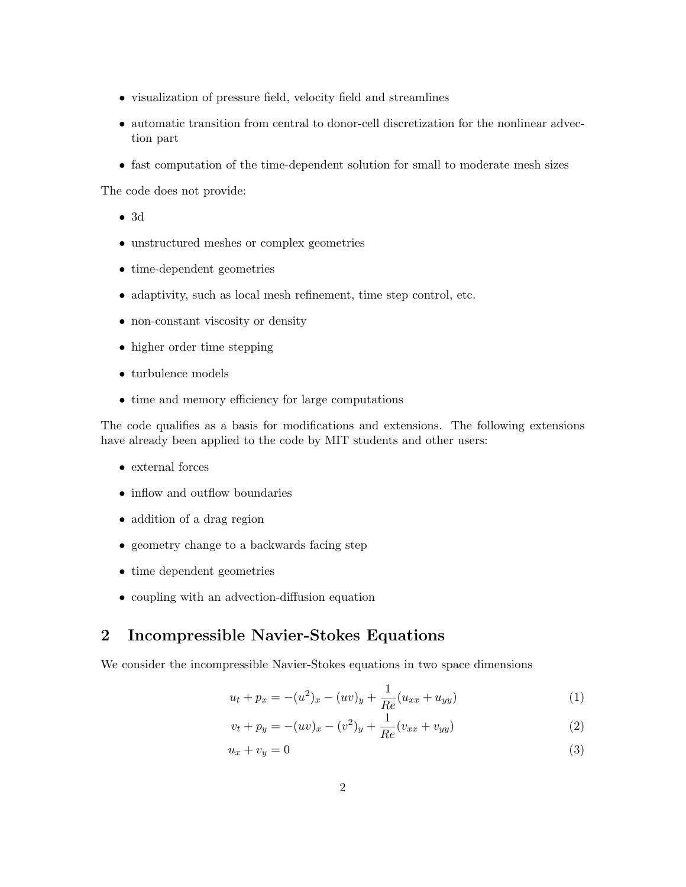- visualization of pressure field, velocity field and streamlines
- automatic transition from central to donor-cell discretization for the nonlinear advection part
- fast computation of the time-dependent solution for small to moderate mesh sizes

The code does not provide:

- 3d
- unstructured meshes or complex geometries
- time-dependent geometries
- adaptivity, such as local mesh refinement, time step control, etc.
- non-constant viscosity or density
- higher order time stepping
- turbulence models
- time and memory efficiency for large computations

The code qualifies as a basis for modifications and extensions. The following extensions have already been applied to the code by MIT students and other users:

- external forces
- inflow and outflow boundaries
- addition of a drag region
- geometry change to a backwards facing step
- time dependent geometries
- coupling with an advection-diffusion equation

## 2 Incompressible Navier-Stokes Equations

We consider the incompressible Navier-Stokes equations in two space dimensions

$$u_t + p_x = -(u^2)_x - (uv)_y + \frac{1}{Re}(u_{xx} + u_{yy}) \tag{1}$$

$$v_t + p_y = -(uv)_x - (v^2)_y + \frac{1}{Re}(v_{xx} + v_{yy}) \tag{2}$$

$$u_x + v_y = 0 \tag{3}$$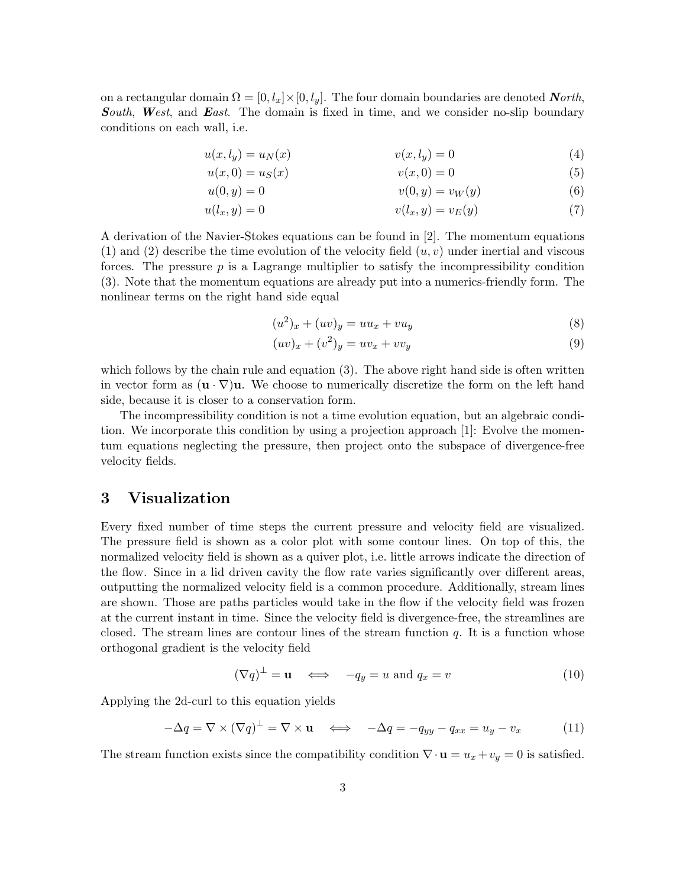on a rectangular domain $\Omega = [0, l_x] \times [0, l_y]$. The four domain boundaries are denoted ***North***, ***South***, ***West***, and ***East***. The domain is fixed in time, and we consider no-slip boundary conditions on each wall, i.e.

$$u(x, l_y) = u_N(x) \qquad v(x, l_y) = 0 \tag{4}$$

$$u(x, 0) = u_S(x) \qquad v(x, 0) = 0 \tag{5}$$

$$u(0, y) = 0 \qquad v(0, y) = v_W(y) \tag{6}$$

$$u(l_x, y) = 0 \qquad v(l_x, y) = v_E(y) \tag{7}$$

A derivation of the Navier-Stokes equations can be found in [2]. The momentum equations (1) and (2) describe the time evolution of the velocity field $(u, v)$ under inertial and viscous forces. The pressure $p$ is a Lagrange multiplier to satisfy the incompressibility condition (3). Note that the momentum equations are already put into a numerics-friendly form. The nonlinear terms on the right hand side equal

$$(u^2)_x + (uv)_y = uu_x + vu_y \tag{8}$$

$$(uv)_x + (v^2)_y = uv_x + vv_y \tag{9}$$

which follows by the chain rule and equation (3). The above right hand side is often written in vector form as $(\mathbf{u} \cdot \nabla)\mathbf{u}$. We choose to numerically discretize the form on the left hand side, because it is closer to a conservation form.

The incompressibility condition is not a time evolution equation, but an algebraic condition. We incorporate this condition by using a projection approach [1]: Evolve the momentum equations neglecting the pressure, then project onto the subspace of divergence-free velocity fields.

## 3 Visualization

Every fixed number of time steps the current pressure and velocity field are visualized. The pressure field is shown as a color plot with some contour lines. On top of this, the normalized velocity field is shown as a quiver plot, i.e. little arrows indicate the direction of the flow. Since in a lid driven cavity the flow rate varies significantly over different areas, outputting the normalized velocity field is a common procedure. Additionally, stream lines are shown. Those are paths particles would take in the flow if the velocity field was frozen at the current instant in time. Since the velocity field is divergence-free, the streamlines are closed. The stream lines are contour lines of the stream function $q$. It is a function whose orthogonal gradient is the velocity field

$$(\nabla q)^\perp = \mathbf{u} \iff -q_y = u \text{ and } q_x = v \tag{10}$$

Applying the 2d-curl to this equation yields

$$-\Delta q = \nabla \times (\nabla q)^\perp = \nabla \times \mathbf{u} \iff -\Delta q = -q_{yy} - q_{xx} = u_y - v_x \tag{11}$$

The stream function exists since the compatibility condition $\nabla \cdot \mathbf{u} = u_x + v_y = 0$ is satisfied.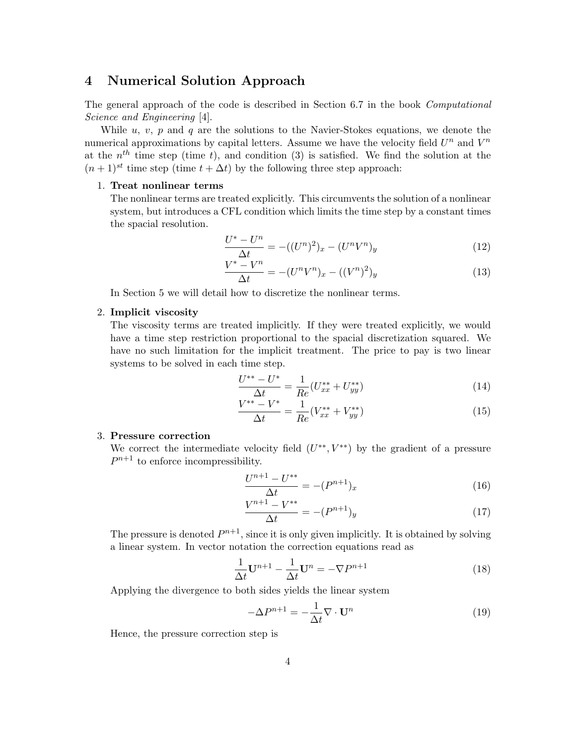# 4 Numerical Solution Approach

The general approach of the code is described in Section 6.7 in the book *Computational Science and Engineering* [4].

While $u$, $v$, $p$ and $q$ are the solutions to the Navier-Stokes equations, we denote the numerical approximations by capital letters. Assume we have the velocity field $U^n$ and $V^n$ at the $n^{th}$ time step (time $t$), and condition (3) is satisfied. We find the solution at the $(n+1)^{st}$ time step (time $t + \Delta t$) by the following three step approach:

1. **Treat nonlinear terms**
   The nonlinear terms are treated explicitly. This circumvents the solution of a nonlinear system, but introduces a CFL condition which limits the time step by a constant times the spacial resolution.
   $$\frac{U^* - U^n}{\Delta t} = -((U^n)^2)_x - (U^n V^n)_y \tag{12}$$
   $$\frac{V^* - V^n}{\Delta t} = -(U^n V^n)_x - ((V^n)^2)_y \tag{13}$$
   In Section 5 we will detail how to discretize the nonlinear terms.

2. **Implicit viscosity**
   The viscosity terms are treated implicitly. If they were treated explicitly, we would have a time step restriction proportional to the spacial discretization squared. We have no such limitation for the implicit treatment. The price to pay is two linear systems to be solved in each time step.
   $$\frac{U^{**} - U^*}{\Delta t} = \frac{1}{Re}(U^{**}_{xx} + U^{**}_{yy}) \tag{14}$$
   $$\frac{V^{**} - V^*}{\Delta t} = \frac{1}{Re}(V^{**}_{xx} + V^{**}_{yy}) \tag{15}$$

3. **Pressure correction**
   We correct the intermediate velocity field $(U^{**}, V^{**})$ by the gradient of a pressure $P^{n+1}$ to enforce incompressibility.
   $$\frac{U^{n+1} - U^{**}}{\Delta t} = -(P^{n+1})_x \tag{16}$$
   $$\frac{V^{n+1} - V^{**}}{\Delta t} = -(P^{n+1})_y \tag{17}$$
   The pressure is denoted $P^{n+1}$, since it is only given implicitly. It is obtained by solving a linear system. In vector notation the correction equations read as
   $$\frac{1}{\Delta t}\mathbf{U}^{n+1} - \frac{1}{\Delta t}\mathbf{U}^n = -\nabla P^{n+1} \tag{18}$$
   Applying the divergence to both sides yields the linear system
   $$-\Delta P^{n+1} = -\frac{1}{\Delta t}\nabla \cdot \mathbf{U}^n \tag{19}$$
   Hence, the pressure correction step is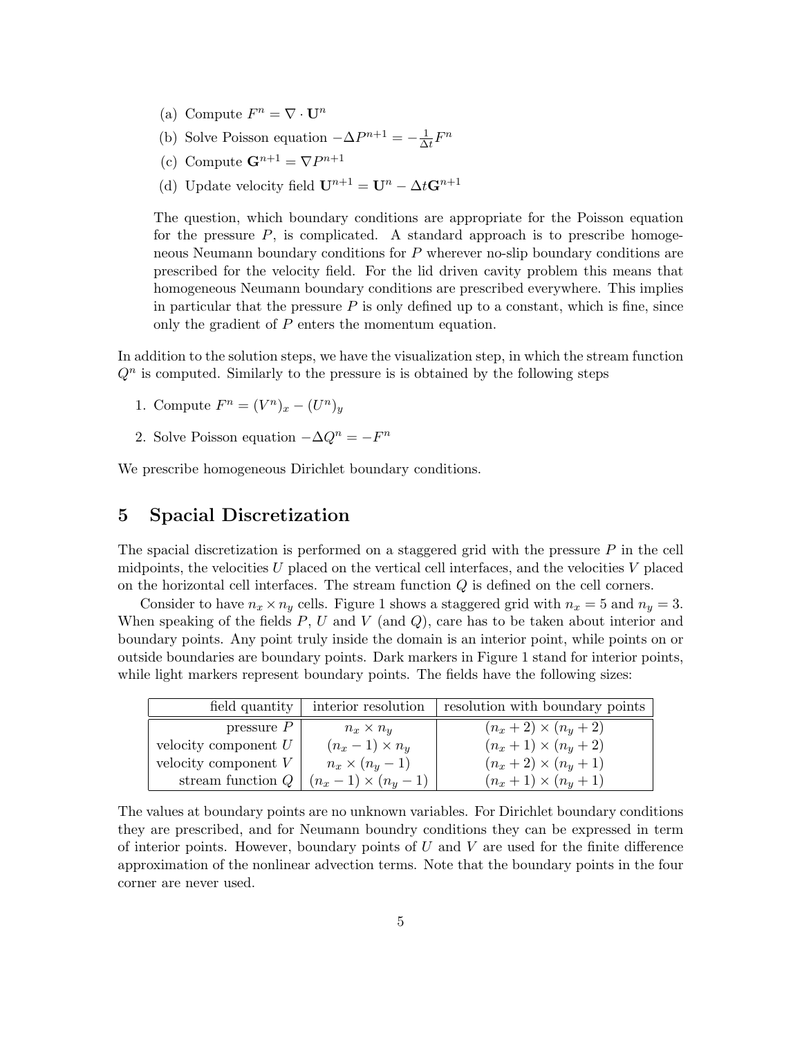(a) Compute $F^n = \nabla \cdot \mathbf{U}^n$

(b) Solve Poisson equation $-\Delta P^{n+1} = -\frac{1}{\Delta t} F^n$

(c) Compute $\mathbf{G}^{n+1} = \nabla P^{n+1}$

(d) Update velocity field $\mathbf{U}^{n+1} = \mathbf{U}^n - \Delta t \mathbf{G}^{n+1}$

The question, which boundary conditions are appropriate for the Poisson equation for the pressure $P$, is complicated. A standard approach is to prescribe homogeneous Neumann boundary conditions for $P$ wherever no-slip boundary conditions are prescribed for the velocity field. For the lid driven cavity problem this means that homogeneous Neumann boundary conditions are prescribed everywhere. This implies in particular that the pressure $P$ is only defined up to a constant, which is fine, since only the gradient of $P$ enters the momentum equation.

In addition to the solution steps, we have the visualization step, in which the stream function $Q^n$ is computed. Similarly to the pressure is is obtained by the following steps

1. Compute $F^n = (V^n)_x - (U^n)_y$
2. Solve Poisson equation $-\Delta Q^n = -F^n$

We prescribe homogeneous Dirichlet boundary conditions.

## 5 Spacial Discretization

The spacial discretization is performed on a staggered grid with the pressure $P$ in the cell midpoints, the velocities $U$ placed on the vertical cell interfaces, and the velocities $V$ placed on the horizontal cell interfaces. The stream function $Q$ is defined on the cell corners.

Consider to have $n_x \times n_y$ cells. Figure 1 shows a staggered grid with $n_x = 5$ and $n_y = 3$. When speaking of the fields $P$, $U$ and $V$ (and $Q$), care has to be taken about interior and boundary points. Any point truly inside the domain is an interior point, while points on or outside boundaries are boundary points. Dark markers in Figure 1 stand for interior points, while light markers represent boundary points. The fields have the following sizes:

| field quantity | interior resolution | resolution with boundary points |
|---|---|---|
| pressure $P$ | $n_x \times n_y$ | $(n_x + 2) \times (n_y + 2)$ |
| velocity component $U$ | $(n_x - 1) \times n_y$ | $(n_x + 1) \times (n_y + 2)$ |
| velocity component $V$ | $n_x \times (n_y - 1)$ | $(n_x + 2) \times (n_y + 1)$ |
| stream function $Q$ | $(n_x - 1) \times (n_y - 1)$ | $(n_x + 1) \times (n_y + 1)$ |

The values at boundary points are no unknown variables. For Dirichlet boundary conditions they are prescribed, and for Neumann boundry conditions they can be expressed in term of interior points. However, boundary points of $U$ and $V$ are used for the finite difference approximation of the nonlinear advection terms. Note that the boundary points in the four corner are never used.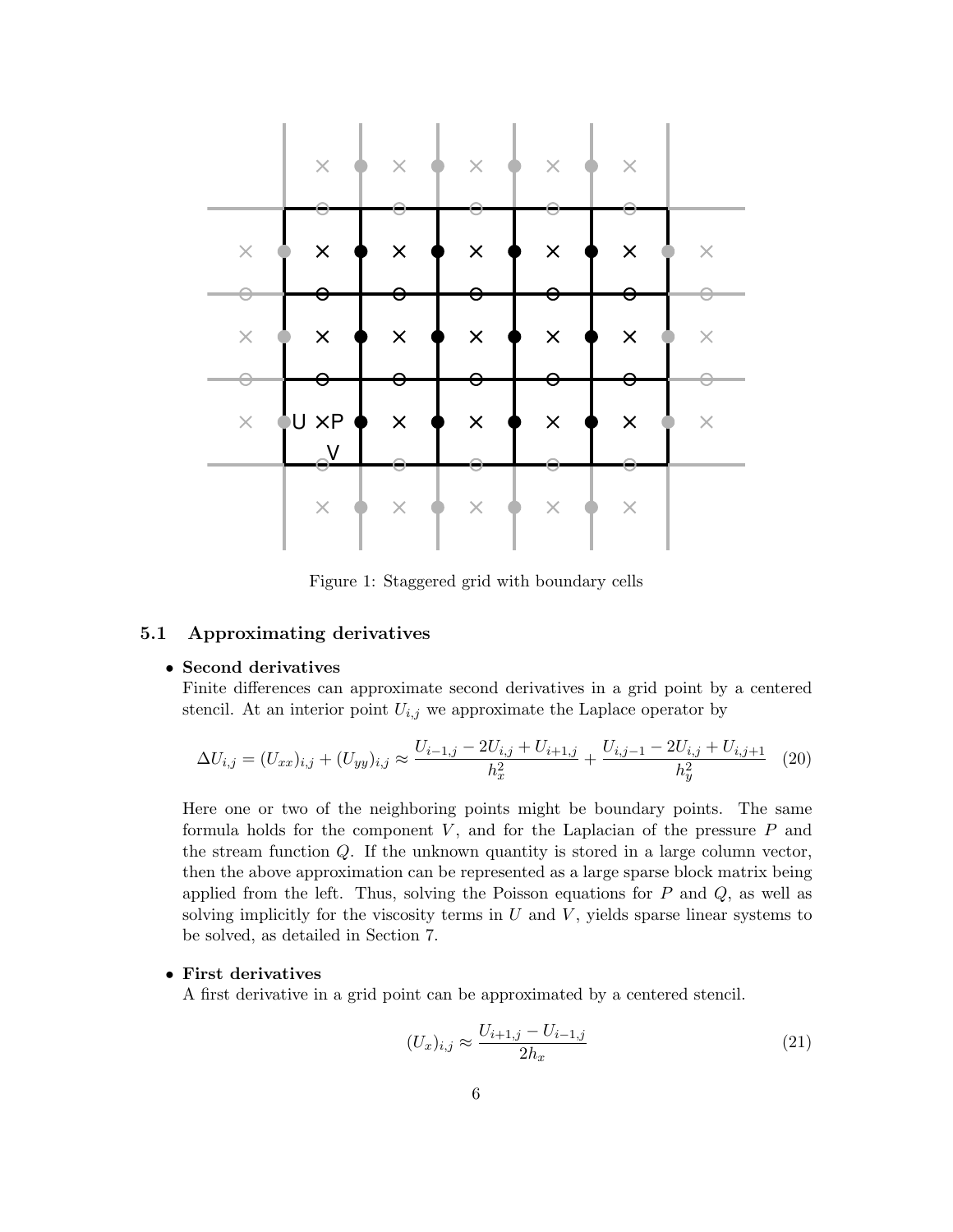Figure 1: Staggered grid with boundary cells

### 5.1 Approximating derivatives

- **Second derivatives**
  Finite differences can approximate second derivatives in a grid point by a centered stencil. At an interior point $U_{i,j}$ we approximate the Laplace operator by

$$\Delta U_{i,j} = (U_{xx})_{i,j} + (U_{yy})_{i,j} \approx \frac{U_{i-1,j} - 2U_{i,j} + U_{i+1,j}}{h_x^2} + \frac{U_{i,j-1} - 2U_{i,j} + U_{i,j+1}}{h_y^2} \quad (20)$$

  Here one or two of the neighboring points might be boundary points. The same formula holds for the component $V$, and for the Laplacian of the pressure $P$ and the stream function $Q$. If the unknown quantity is stored in a large column vector, then the above approximation can be represented as a large sparse block matrix being applied from the left. Thus, solving the Poisson equations for $P$ and $Q$, as well as solving implicitly for the viscosity terms in $U$ and $V$, yields sparse linear systems to be solved, as detailed in Section 7.

- **First derivatives**
  A first derivative in a grid point can be approximated by a centered stencil.

$$(U_x)_{i,j} \approx \frac{U_{i+1,j} - U_{i-1,j}}{2h_x} \quad (21)$$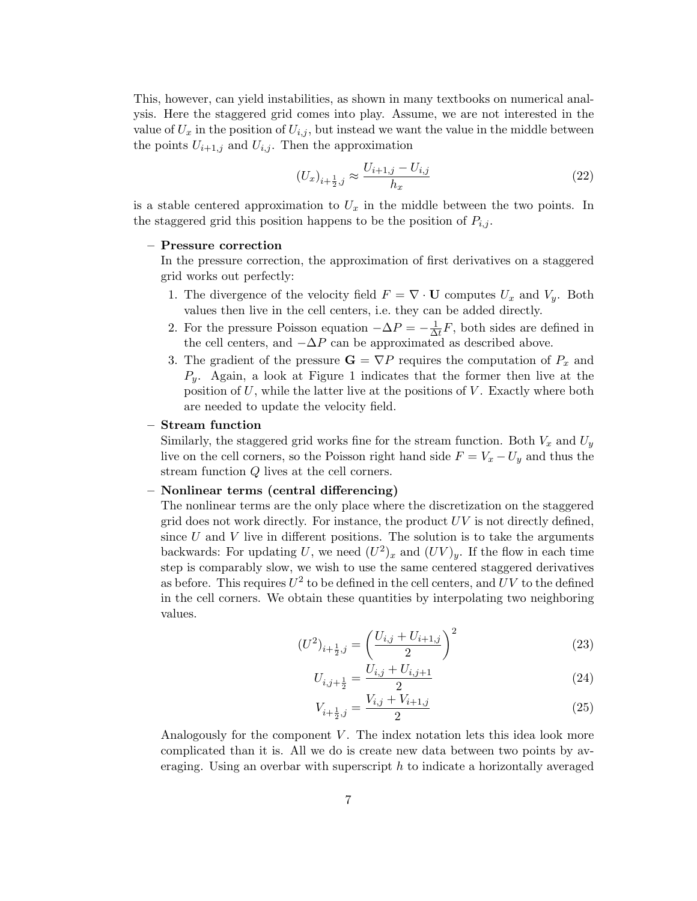This, however, can yield instabilities, as shown in many textbooks on numerical analysis. Here the staggered grid comes into play. Assume, we are not interested in the value of $U_x$ in the position of $U_{i,j}$, but instead we want the value in the middle between the points $U_{i+1,j}$ and $U_{i,j}$. Then the approximation

$$(U_x)_{i+\frac{1}{2},j} \approx \frac{U_{i+1,j} - U_{i,j}}{h_x} \tag{22}$$

is a stable centered approximation to $U_x$ in the middle between the two points. In the staggered grid this position happens to be the position of $P_{i,j}$.

- **Pressure correction**

  In the pressure correction, the approximation of first derivatives on a staggered grid works out perfectly:

  1. The divergence of the velocity field $F = \nabla \cdot \mathbf{U}$ computes $U_x$ and $V_y$. Both values then live in the cell centers, i.e. they can be added directly.
  2. For the pressure Poisson equation $-\Delta P = -\frac{1}{\Delta t} F$, both sides are defined in the cell centers, and $-\Delta P$ can be approximated as described above.
  3. The gradient of the pressure $\mathbf{G} = \nabla P$ requires the computation of $P_x$ and $P_y$. Again, a look at Figure 1 indicates that the former then live at the position of $U$, while the latter live at the positions of $V$. Exactly where both are needed to update the velocity field.

- **Stream function**

  Similarly, the staggered grid works fine for the stream function. Both $V_x$ and $U_y$ live on the cell corners, so the Poisson right hand side $F = V_x - U_y$ and thus the stream function $Q$ lives at the cell corners.

- **Nonlinear terms (central differencing)**

  The nonlinear terms are the only place where the discretization on the staggered grid does not work directly. For instance, the product $UV$ is not directly defined, since $U$ and $V$ live in different positions. The solution is to take the arguments backwards: For updating $U$, we need $(U^2)_x$ and $(UV)_y$. If the flow in each time step is comparably slow, we wish to use the same centered staggered derivatives as before. This requires $U^2$ to be defined in the cell centers, and $UV$ to the defined in the cell corners. We obtain these quantities by interpolating two neighboring values.

$$(U^2)_{i+\frac{1}{2},j} = \left( \frac{U_{i,j} + U_{i+1,j}}{2} \right)^2 \tag{23}$$

$$U_{i,j+\frac{1}{2}} = \frac{U_{i,j} + U_{i,j+1}}{2} \tag{24}$$

$$V_{i+\frac{1}{2},j} = \frac{V_{i,j} + V_{i+1,j}}{2} \tag{25}$$

  Analogously for the component $V$. The index notation lets this idea look more complicated than it is. All we do is create new data between two points by averaging. Using an overbar with superscript $h$ to indicate a horizontally averaged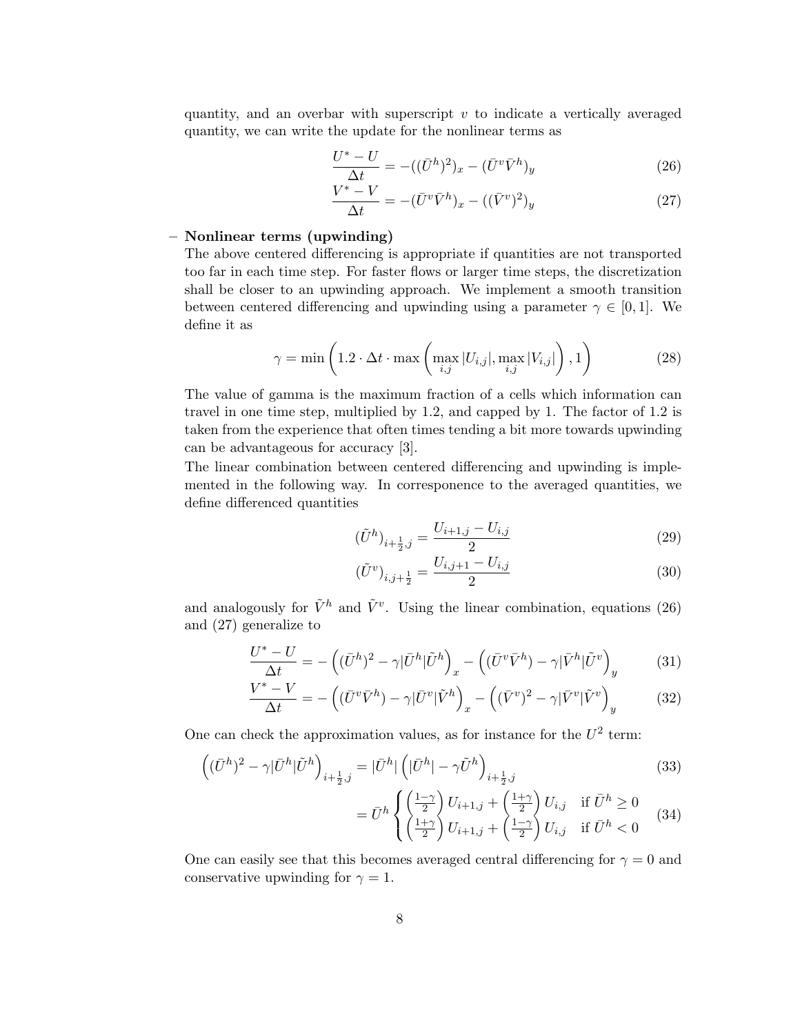quantity, and an overbar with superscript $v$ to indicate a vertically averaged quantity, we can write the update for the nonlinear terms as

$$\frac{U^* - U}{\Delta t} = -((\bar{U}^h)^2)_x - (\bar{U}^v \bar{V}^h)_y \tag{26}$$

$$\frac{V^* - V}{\Delta t} = -(\bar{U}^v \bar{V}^h)_x - ((\bar{V}^v)^2)_y \tag{27}$$

– **Nonlinear terms (upwinding)**
The above centered differencing is appropriate if quantities are not transported too far in each time step. For faster flows or larger time steps, the discretization shall be closer to an upwinding approach. We implement a smooth transition between centered differencing and upwinding using a parameter $\gamma \in [0, 1]$. We define it as

$$\gamma = \min\left(1.2 \cdot \Delta t \cdot \max\left(\max_{i,j} |U_{i,j}|, \max_{i,j} |V_{i,j}|\right), 1\right) \tag{28}$$

The value of gamma is the maximum fraction of a cells which information can travel in one time step, multiplied by 1.2, and capped by 1. The factor of 1.2 is taken from the experience that often times tending a bit more towards upwinding can be advantageous for accuracy [3].
The linear combination between centered differencing and upwinding is implemented in the following way. In corresponence to the averaged quantities, we define differenced quantities

$$(\tilde{U}^h)_{i+\frac{1}{2},j} = \frac{U_{i+1,j} - U_{i,j}}{2} \tag{29}$$

$$(\tilde{U}^v)_{i,j+\frac{1}{2}} = \frac{U_{i,j+1} - U_{i,j}}{2} \tag{30}$$

and analogously for $\tilde{V}^h$ and $\tilde{V}^v$. Using the linear combination, equations (26) and (27) generalize to

$$\frac{U^* - U}{\Delta t} = -\left((\bar{U}^h)^2 - \gamma|\bar{U}^h|\tilde{U}^h\right)_x - \left((\bar{U}^v \bar{V}^h) - \gamma|\bar{V}^h|\tilde{U}^v\right)_y \tag{31}$$

$$\frac{V^* - V}{\Delta t} = -\left((\bar{U}^v \bar{V}^h) - \gamma|\bar{U}^v|\tilde{V}^h\right)_x - \left((\bar{V}^v)^2 - \gamma|\bar{V}^v|\tilde{V}^v\right)_y \tag{32}$$

One can check the approximation values, as for instance for the $U^2$ term:

$$\left((\bar{U}^h)^2 - \gamma|\bar{U}^h|\tilde{U}^h\right)_{i+\frac{1}{2},j} = |\bar{U}^h|\left(|\bar{U}^h| - \gamma\tilde{U}^h\right)_{i+\frac{1}{2},j} \tag{33}$$

$$= \bar{U}^h \begin{cases} \left(\frac{1-\gamma}{2}\right) U_{i+1,j} + \left(\frac{1+\gamma}{2}\right) U_{i,j} & \text{if } \bar{U}^h \geq 0 \\ \left(\frac{1+\gamma}{2}\right) U_{i+1,j} + \left(\frac{1-\gamma}{2}\right) U_{i,j} & \text{if } \bar{U}^h < 0 \end{cases} \tag{34}$$

One can easily see that this becomes averaged central differencing for $\gamma = 0$ and conservative upwinding for $\gamma = 1$.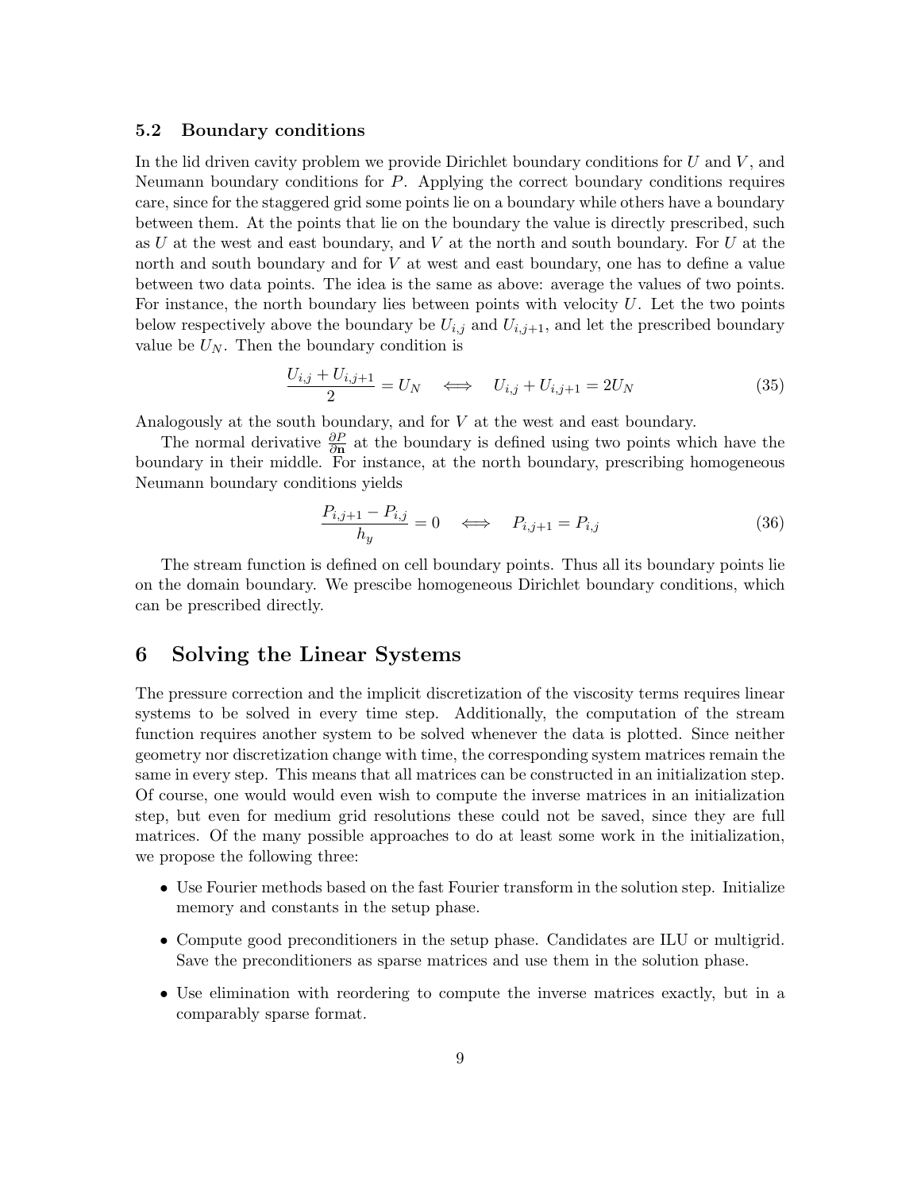### 5.2 Boundary conditions

In the lid driven cavity problem we provide Dirichlet boundary conditions for $U$ and $V$, and Neumann boundary conditions for $P$. Applying the correct boundary conditions requires care, since for the staggered grid some points lie on a boundary while others have a boundary between them. At the points that lie on the boundary the value is directly prescribed, such as $U$ at the west and east boundary, and $V$ at the north and south boundary. For $U$ at the north and south boundary and for $V$ at west and east boundary, one has to define a value between two data points. The idea is the same as above: average the values of two points. For instance, the north boundary lies between points with velocity $U$. Let the two points below respectively above the boundary be $U_{i,j}$ and $U_{i,j+1}$, and let the prescribed boundary value be $U_N$. Then the boundary condition is

$$\frac{U_{i,j} + U_{i,j+1}}{2} = U_N \quad \Longleftrightarrow \quad U_{i,j} + U_{i,j+1} = 2U_N \tag{35}$$

Analogously at the south boundary, and for $V$ at the west and east boundary.

The normal derivative $\frac{\partial P}{\partial \mathbf{n}}$ at the boundary is defined using two points which have the boundary in their middle. For instance, at the north boundary, prescribing homogeneous Neumann boundary conditions yields

$$\frac{P_{i,j+1} - P_{i,j}}{h_y} = 0 \quad \Longleftrightarrow \quad P_{i,j+1} = P_{i,j} \tag{36}$$

The stream function is defined on cell boundary points. Thus all its boundary points lie on the domain boundary. We prescibe homogeneous Dirichlet boundary conditions, which can be prescribed directly.

## 6 Solving the Linear Systems

The pressure correction and the implicit discretization of the viscosity terms requires linear systems to be solved in every time step. Additionally, the computation of the stream function requires another system to be solved whenever the data is plotted. Since neither geometry nor discretization change with time, the corresponding system matrices remain the same in every step. This means that all matrices can be constructed in an initialization step. Of course, one would would even wish to compute the inverse matrices in an initialization step, but even for medium grid resolutions these could not be saved, since they are full matrices. Of the many possible approaches to do at least some work in the initialization, we propose the following three:

- Use Fourier methods based on the fast Fourier transform in the solution step. Initialize memory and constants in the setup phase.
- Compute good preconditioners in the setup phase. Candidates are ILU or multigrid. Save the preconditioners as sparse matrices and use them in the solution phase.
- Use elimination with reordering to compute the inverse matrices exactly, but in a comparably sparse format.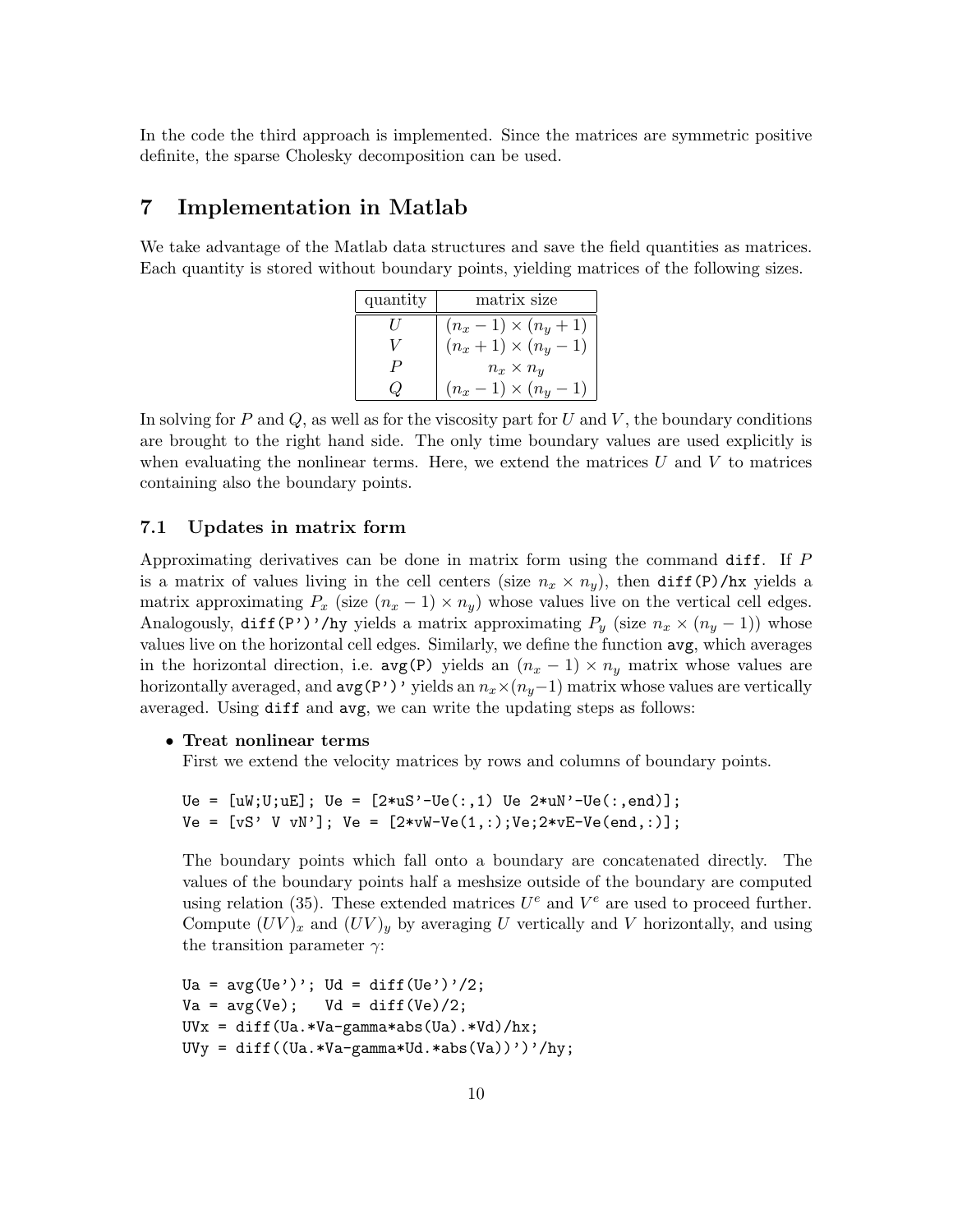In the code the third approach is implemented. Since the matrices are symmetric positive definite, the sparse Cholesky decomposition can be used.

# 7 Implementation in Matlab

We take advantage of the Matlab data structures and save the field quantities as matrices. Each quantity is stored without boundary points, yielding matrices of the following sizes.

| quantity | matrix size |
|---|---|
| $U$ | $(n_x - 1) \times (n_y + 1)$ |
| $V$ | $(n_x + 1) \times (n_y - 1)$ |
| $P$ | $n_x \times n_y$ |
| $Q$ | $(n_x - 1) \times (n_y - 1)$ |

In solving for $P$ and $Q$, as well as for the viscosity part for $U$ and $V$, the boundary conditions are brought to the right hand side. The only time boundary values are used explicitly is when evaluating the nonlinear terms. Here, we extend the matrices $U$ and $V$ to matrices containing also the boundary points.

## 7.1 Updates in matrix form

Approximating derivatives can be done in matrix form using the command `diff`. If $P$ is a matrix of values living in the cell centers (size $n_x \times n_y$), then `diff(P)/hx` yields a matrix approximating $P_x$ (size $(n_x - 1) \times n_y$) whose values live on the vertical cell edges. Analogously, `diff(P')'/hy` yields a matrix approximating $P_y$ (size $n_x \times (n_y - 1)$) whose values live on the horizontal cell edges. Similarly, we define the function `avg`, which averages in the horizontal direction, i.e. `avg(P)` yields an $(n_x - 1) \times n_y$ matrix whose values are horizontally averaged, and `avg(P')'` yields an $n_x \times (n_y - 1)$ matrix whose values are vertically averaged. Using `diff` and `avg`, we can write the updating steps as follows:

- **Treat nonlinear terms**
  First we extend the velocity matrices by rows and columns of boundary points.

  ```
  Ue = [uW;U;uE]; Ue = [2*uS'-Ue(:,1) Ue 2*uN'-Ue(:,end)];
  Ve = [vS' V vN']; Ve = [2*vW-Ve(1,:);Ve;2*vE-Ve(end,:)];
  ```

  The boundary points which fall onto a boundary are concatenated directly. The values of the boundary points half a meshsize outside of the boundary are computed using relation (35). These extended matrices $U^e$ and $V^e$ are used to proceed further. Compute $(UV)_x$ and $(UV)_y$ by averaging $U$ vertically and $V$ horizontally, and using the transition parameter $\gamma$:

  ```
  Ua = avg(Ue')'; Ud = diff(Ue')'/2;
  Va = avg(Ve);   Vd = diff(Ve)/2;
  UVx = diff(Ua.*Va-gamma*abs(Ua).*Vd)/hx;
  UVy = diff((Ua.*Va-gamma*Ud.*abs(Va))')'/hy;
  ```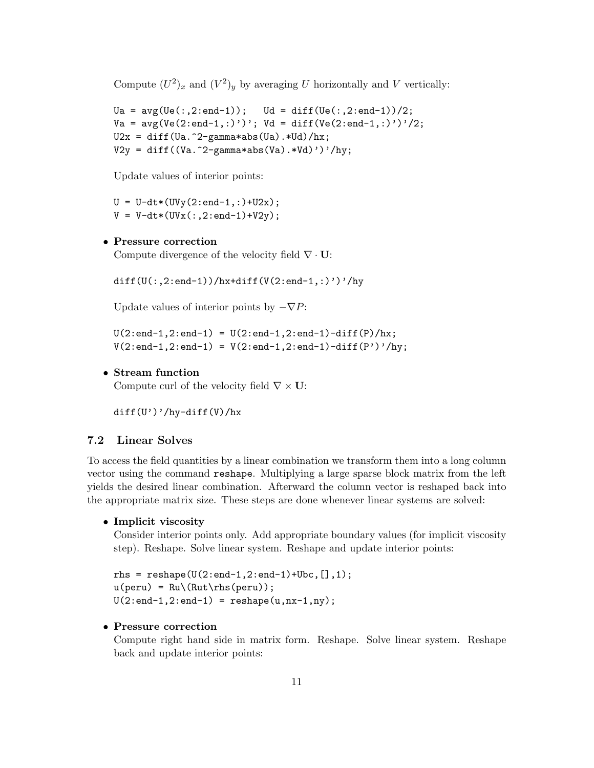Compute $(U^2)_x$ and $(V^2)_y$ by averaging $U$ horizontally and $V$ vertically:

```
Ua = avg(Ue(:,2:end-1));   Ud = diff(Ue(:,2:end-1))/2;
Va = avg(Ve(2:end-1,:)')'; Vd = diff(Ve(2:end-1,:)')'/2;
U2x = diff(Ua.^2-gamma*abs(Ua).*Ud)/hx;
V2y = diff((Va.^2-gamma*abs(Va).*Vd)')'/hy;
```

Update values of interior points:

```
U = U-dt*(UVy(2:end-1,:)+U2x);
V = V-dt*(UVx(:,2:end-1)+V2y);
```

- **Pressure correction**
  Compute divergence of the velocity field $\nabla \cdot \mathbf{U}$:

  ```
  diff(U(:,2:end-1))/hx+diff(V(2:end-1,:)')'/hy
  ```

  Update values of interior points by $-\nabla P$:

  ```
  U(2:end-1,2:end-1) = U(2:end-1,2:end-1)-diff(P)/hx;
  V(2:end-1,2:end-1) = V(2:end-1,2:end-1)-diff(P')'/hy;
  ```

- **Stream function**
  Compute curl of the velocity field $\nabla \times \mathbf{U}$:

  ```
  diff(U')'/hy-diff(V)/hx
  ```

### 7.2 Linear Solves

To access the field quantities by a linear combination we transform them into a long column vector using the command `reshape`. Multiplying a large sparse block matrix from the left yields the desired linear combination. Afterward the column vector is reshaped back into the appropriate matrix size. These steps are done whenever linear systems are solved:

- **Implicit viscosity**
  Consider interior points only. Add appropriate boundary values (for implicit viscosity step). Reshape. Solve linear system. Reshape and update interior points:

  ```
  rhs = reshape(U(2:end-1,2:end-1)+Ubc,[],1);
  u(peru) = Ru\(Rut\rhs(peru));
  U(2:end-1,2:end-1) = reshape(u,nx-1,ny);
  ```

- **Pressure correction**
  Compute right hand side in matrix form. Reshape. Solve linear system. Reshape back and update interior points: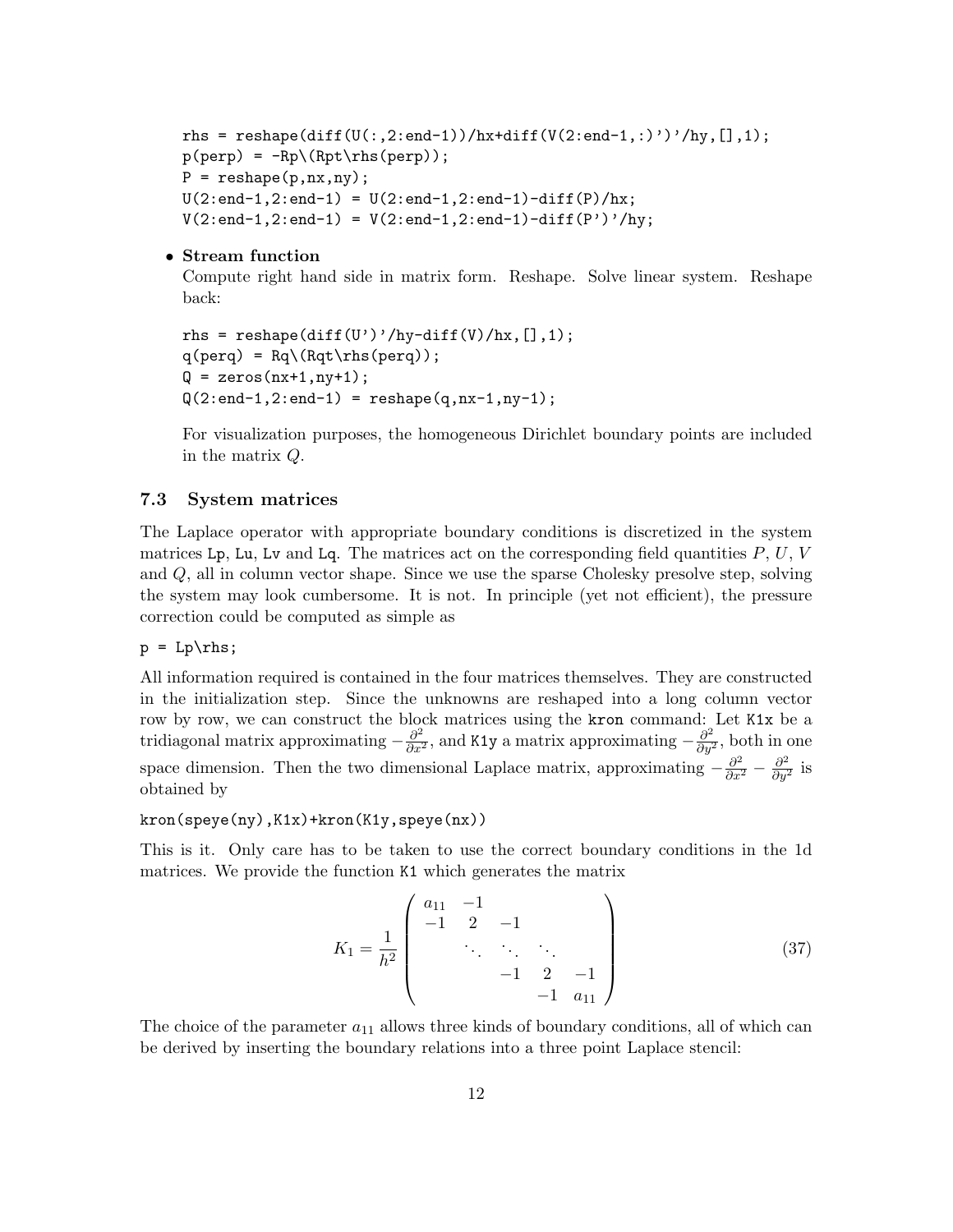```
rhs = reshape(diff(U(:,2:end-1))/hx+diff(V(2:end-1,:)')'/hy,[],1);
p(perp) = -Rp\(Rpt\rhs(perp));
P = reshape(p,nx,ny);
U(2:end-1,2:end-1) = U(2:end-1,2:end-1)-diff(P)/hx;
V(2:end-1,2:end-1) = V(2:end-1,2:end-1)-diff(P')'/hy;
```

- **Stream function**
  Compute right hand side in matrix form. Reshape. Solve linear system. Reshape back:

  ```
  rhs = reshape(diff(U')'/hy-diff(V)/hx,[],1);
  q(perq) = Rq\(Rqt\rhs(perq));
  Q = zeros(nx+1,ny+1);
  Q(2:end-1,2:end-1) = reshape(q,nx-1,ny-1);
  ```

  For visualization purposes, the homogeneous Dirichlet boundary points are included in the matrix $Q$.

### 7.3 System matrices

The Laplace operator with appropriate boundary conditions is discretized in the system matrices `Lp`, `Lu`, `Lv` and `Lq`. The matrices act on the corresponding field quantities $P$, $U$, $V$ and $Q$, all in column vector shape. Since we use the sparse Cholesky presolve step, solving the system may look cumbersome. It is not. In principle (yet not efficient), the pressure correction could be computed as simple as

```
p = Lp\rhs;
```

All information required is contained in the four matrices themselves. They are constructed in the initialization step. Since the unknowns are reshaped into a long column vector row by row, we can construct the block matrices using the `kron` command: Let `K1x` be a tridiagonal matrix approximating $-\frac{\partial^2}{\partial x^2}$, and `K1y` a matrix approximating $-\frac{\partial^2}{\partial y^2}$, both in one space dimension. Then the two dimensional Laplace matrix, approximating $-\frac{\partial^2}{\partial x^2} - \frac{\partial^2}{\partial y^2}$ is obtained by

```
kron(speye(ny),K1x)+kron(K1y,speye(nx))
```

This is it. Only care has to be taken to use the correct boundary conditions in the 1d matrices. We provide the function `K1` which generates the matrix

$$K_1 = \frac{1}{h^2} \begin{pmatrix} a_{11} & -1 & & & \\ -1 & 2 & -1 & & \\ & \ddots & \ddots & \ddots & \\ & & -1 & 2 & -1 \\ & & & -1 & a_{11} \end{pmatrix} \tag{37}$$

The choice of the parameter $a_{11}$ allows three kinds of boundary conditions, all of which can be derived by inserting the boundary relations into a three point Laplace stencil: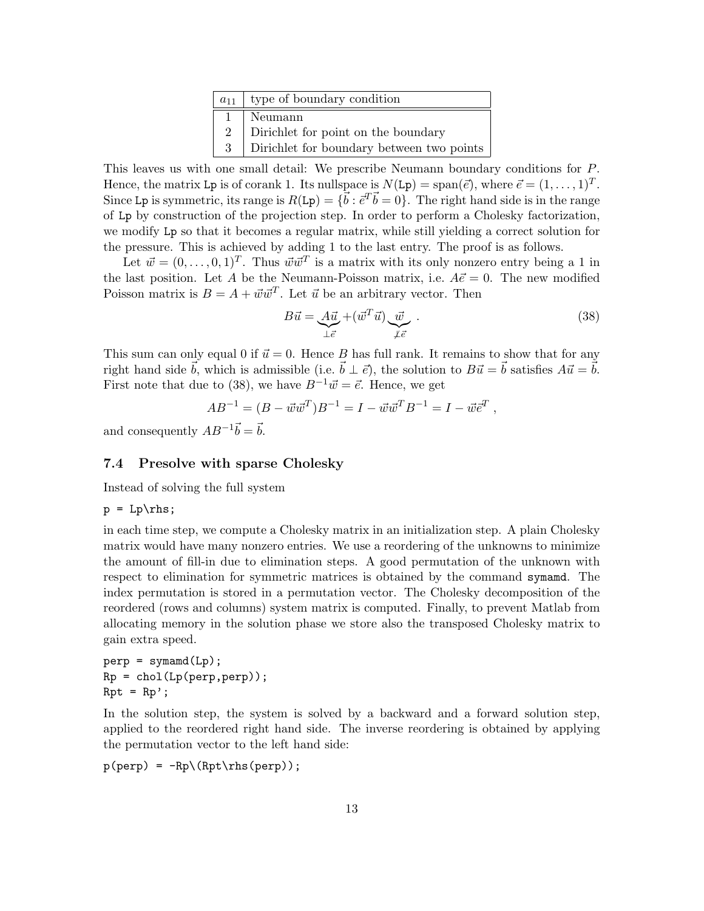| $a_{11}$ | type of boundary condition |
|---|---|
| 1 | Neumann |
| 2 | Dirichlet for point on the boundary |
| 3 | Dirichlet for boundary between two points |

This leaves us with one small detail: We prescribe Neumann boundary conditions for $P$. Hence, the matrix `Lp` is of corank 1. Its nullspace is $N(\texttt{Lp}) = \text{span}(\vec{e})$, where $\vec{e} = (1, \ldots, 1)^T$. Since `Lp` is symmetric, its range is $R(\texttt{Lp}) = \{\vec{b} : \vec{e}^T\vec{b} = 0\}$. The right hand side is in the range of `Lp` by construction of the projection step. In order to perform a Cholesky factorization, we modify `Lp` so that it becomes a regular matrix, while still yielding a correct solution for the pressure. This is achieved by adding 1 to the last entry. The proof is as follows.

Let $\vec{w} = (0, \ldots, 0, 1)^T$. Thus $\vec{w}\vec{w}^T$ is a matrix with its only nonzero entry being a 1 in the last position. Let $A$ be the Neumann-Poisson matrix, i.e. $A\vec{e} = 0$. The new modified Poisson matrix is $B = A + \vec{w}\vec{w}^T$. Let $\vec{u}$ be an arbitrary vector. Then

$$B\vec{u} = \underbrace{A\vec{u}}_{\perp\vec{e}} + (\vec{w}^T\vec{u})\underbrace{\vec{w}}_{\not\perp\vec{e}} \ . \tag{38}$$

This sum can only equal 0 if $\vec{u} = 0$. Hence $B$ has full rank. It remains to show that for any right hand side $\vec{b}$, which is admissible (i.e. $\vec{b} \perp \vec{e}$), the solution to $B\vec{u} = \vec{b}$ satisfies $A\vec{u} = \vec{b}$. First note that due to (38), we have $B^{-1}\vec{w} = \vec{e}$. Hence, we get

$$AB^{-1} = (B - \vec{w}\vec{w}^T)B^{-1} = I - \vec{w}\vec{w}^T B^{-1} = I - \vec{w}\vec{e}^T \ ,$$

and consequently $AB^{-1}\vec{b} = \vec{b}$.

### 7.4 Presolve with sparse Cholesky

Instead of solving the full system

```
p = Lp\rhs;
```

in each time step, we compute a Cholesky matrix in an initialization step. A plain Cholesky matrix would have many nonzero entries. We use a reordering of the unknowns to minimize the amount of fill-in due to elimination steps. A good permutation of the unknown with respect to elimination for symmetric matrices is obtained by the command `symamd`. The index permutation is stored in a permutation vector. The Cholesky decomposition of the reordered (rows and columns) system matrix is computed. Finally, to prevent Matlab from allocating memory in the solution phase we store also the transposed Cholesky matrix to gain extra speed.

```
perp = symamd(Lp);
Rp = chol(Lp(perp,perp));
Rpt = Rp';
```

In the solution step, the system is solved by a backward and a forward solution step, applied to the reordered right hand side. The inverse reordering is obtained by applying the permutation vector to the left hand side:

```
p(perp) = -Rp\(Rpt\rhs(perp));
```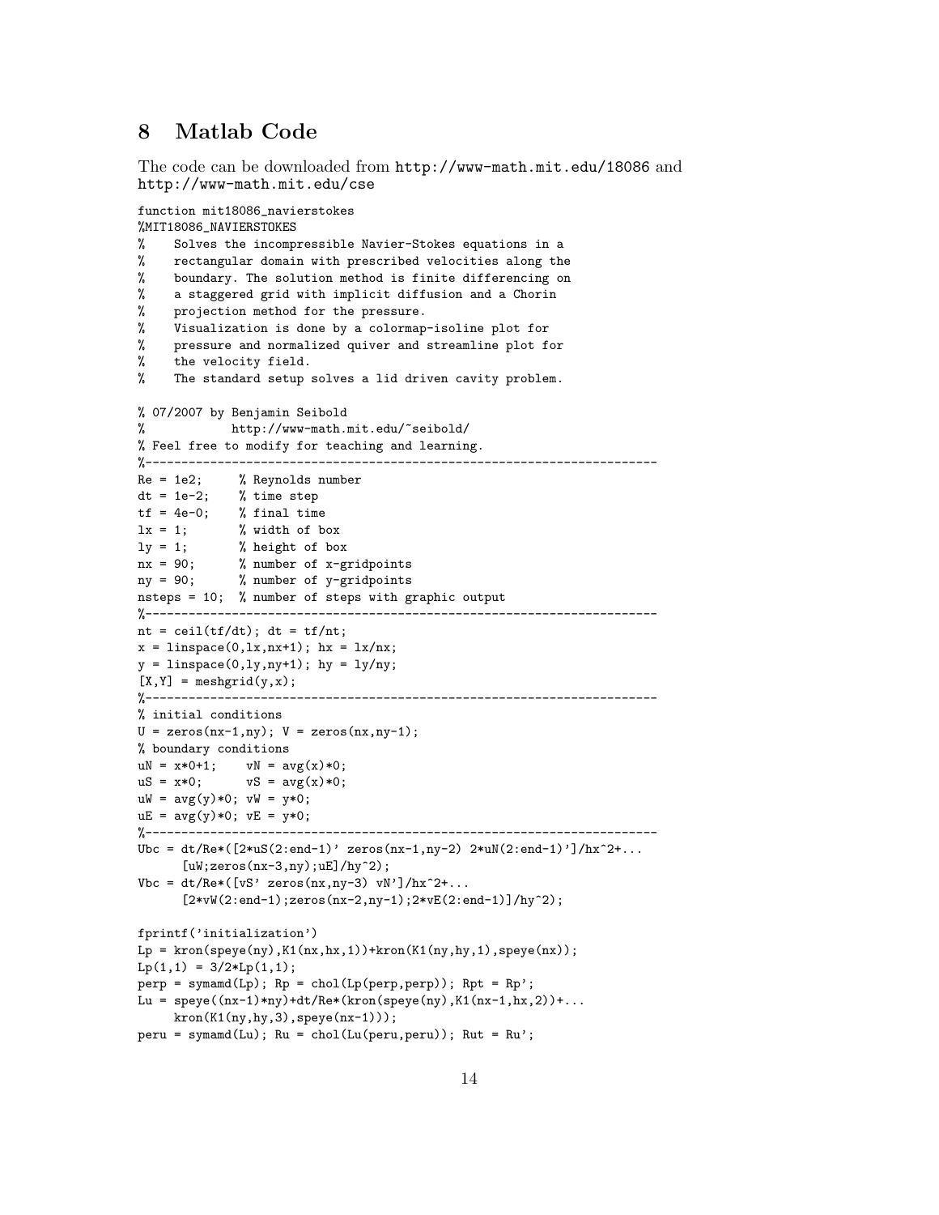## 8 Matlab Code

The code can be downloaded from http://www-math.mit.edu/18086 and http://www-math.mit.edu/cse

```
function mit18086_navierstokes
%MIT18086_NAVIERSTOKES
%    Solves the incompressible Navier-Stokes equations in a
%    rectangular domain with prescribed velocities along the
%    boundary. The solution method is finite differencing on
%    a staggered grid with implicit diffusion and a Chorin
%    projection method for the pressure.
%    Visualization is done by a colormap-isoline plot for
%    pressure and normalized quiver and streamline plot for
%    the velocity field.
%    The standard setup solves a lid driven cavity problem.

% 07/2007 by Benjamin Seibold
%            http://www-math.mit.edu/~seibold/
% Feel free to modify for teaching and learning.
%-----------------------------------------------------------------------
Re = 1e2;     % Reynolds number
dt = 1e-2;    % time step
tf = 4e-0;    % final time
lx = 1;       % width of box
ly = 1;       % height of box
nx = 90;      % number of x-gridpoints
ny = 90;      % number of y-gridpoints
nsteps = 10;  % number of steps with graphic output
%-----------------------------------------------------------------------
nt = ceil(tf/dt); dt = tf/nt;
x = linspace(0,lx,nx+1); hx = lx/nx;
y = linspace(0,ly,ny+1); hy = ly/ny;
[X,Y] = meshgrid(y,x);
%-----------------------------------------------------------------------
% initial conditions
U = zeros(nx-1,ny); V = zeros(nx,ny-1);
% boundary conditions
uN = x*0+1;    vN = avg(x)*0;
uS = x*0;      vS = avg(x)*0;
uW = avg(y)*0; vW = y*0;
uE = avg(y)*0; vE = y*0;
%-----------------------------------------------------------------------
Ubc = dt/Re*([2*uS(2:end-1)' zeros(nx-1,ny-2) 2*uN(2:end-1)']/hx^2+...
      [uW;zeros(nx-3,ny);uE]/hy^2);
Vbc = dt/Re*([vS' zeros(nx,ny-3) vN']/hx^2+...
      [2*vW(2:end-1);zeros(nx-2,ny-1);2*vE(2:end-1)]/hy^2);

fprintf('initialization')
Lp = kron(speye(ny),K1(nx,hx,1))+kron(K1(ny,hy,1),speye(nx));
Lp(1,1) = 3/2*Lp(1,1);
perp = symamd(Lp); Rp = chol(Lp(perp,perp)); Rpt = Rp';
Lu = speye((nx-1)*ny)+dt/Re*(kron(speye(ny),K1(nx-1,hx,2))+...
     kron(K1(ny,hy,3),speye(nx-1)));
peru = symamd(Lu); Ru = chol(Lu(peru,peru)); Rut = Ru';
```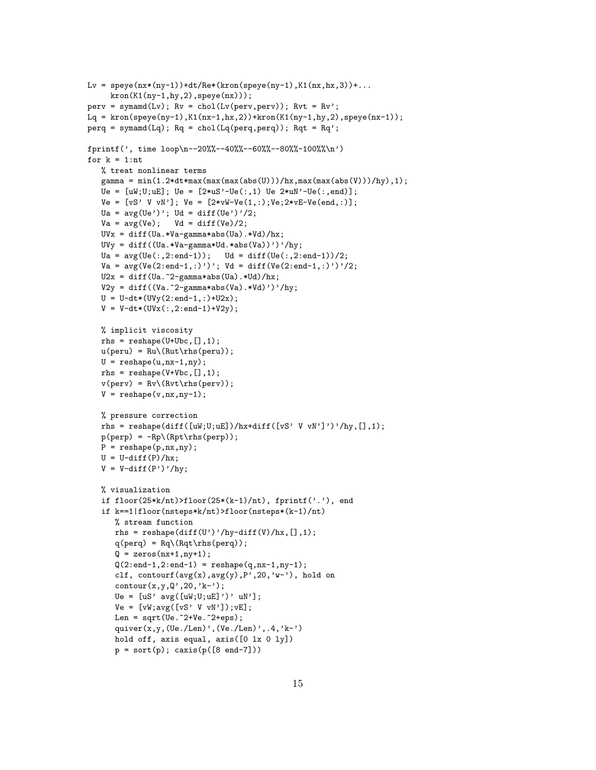```
Lv = speye(nx*(ny-1))+dt/Re*(kron(speye(ny-1),K1(nx,hx,3))+...
     kron(K1(ny-1,hy,2),speye(nx)));
perv = symamd(Lv); Rv = chol(Lv(perv,perv)); Rvt = Rv';
Lq = kron(speye(ny-1),K1(nx-1,hx,2))+kron(K1(ny-1,hy,2),speye(nx-1));
perq = symamd(Lq); Rq = chol(Lq(perq,perq)); Rqt = Rq';

fprintf(', time loop\n--20%%--40%%--60%%--80%%-100%%\n')
for k = 1:nt
   % treat nonlinear terms
   gamma = min(1.2*dt*max(max(max(abs(U)))/hx,max(max(abs(V)))/hy),1);
   Ue = [uW;U;uE]; Ue = [2*uS'-Ue(:,1) Ue 2*uN'-Ue(:,end)];
   Ve = [vS' V vN']; Ve = [2*vW-Ve(1,:);Ve;2*vE-Ve(end,:)];
   Ua = avg(Ue')'; Ud = diff(Ue')'/2;
   Va = avg(Ve);   Vd = diff(Ve)/2;
   UVx = diff(Ua.*Va-gamma*abs(Ua).*Vd)/hx;
   UVy = diff((Ua.*Va-gamma*Ud.*abs(Va))')'/hy;
   Ua = avg(Ue(:,2:end-1));   Ud = diff(Ue(:,2:end-1))/2;
   Va = avg(Ve(2:end-1,:)')'; Vd = diff(Ve(2:end-1,:)')'/2;
   U2x = diff(Ua.^2-gamma*abs(Ua).*Ud)/hx;
   V2y = diff((Va.^2-gamma*abs(Va).*Vd)')'/hy;
   U = U-dt*(UVy(2:end-1,:)+U2x);
   V = V-dt*(UVx(:,2:end-1)+V2y);

   % implicit viscosity
   rhs = reshape(U+Ubc,[],1);
   u(peru) = Ru\(Rut\rhs(peru));
   U = reshape(u,nx-1,ny);
   rhs = reshape(V+Vbc,[],1);
   v(perv) = Rv\(Rvt\rhs(perv));
   V = reshape(v,nx,ny-1);

   % pressure correction
   rhs = reshape(diff([uW;U;uE])/hx+diff([vS' V vN']')'/hy,[],1);
   p(perp) = -Rp\(Rpt\rhs(perp));
   P = reshape(p,nx,ny);
   U = U-diff(P)/hx;
   V = V-diff(P')'/hy;

   % visualization
   if floor(25*k/nt)>floor(25*(k-1)/nt), fprintf('.'), end
   if k==1|floor(nsteps*k/nt)>floor(nsteps*(k-1)/nt)
      % stream function
      rhs = reshape(diff(U')'/hy-diff(V)/hx,[],1);
      q(perq) = Rq\(Rqt\rhs(perq));
      Q = zeros(nx+1,ny+1);
      Q(2:end-1,2:end-1) = reshape(q,nx-1,ny-1);
      clf, contourf(avg(x),avg(y),P',20,'w-'), hold on
      contour(x,y,Q',20,'k-');
      Ue = [uS' avg([uW;U;uE]')' uN'];
      Ve = [vW;avg([vS' V vN']);vE];
      Len = sqrt(Ue.^2+Ve.^2+eps);
      quiver(x,y,(Ue./Len)',(Ve./Len)',.4,'k-')
      hold off, axis equal, axis([0 lx 0 ly])
      p = sort(p); caxis(p([8 end-7]))
```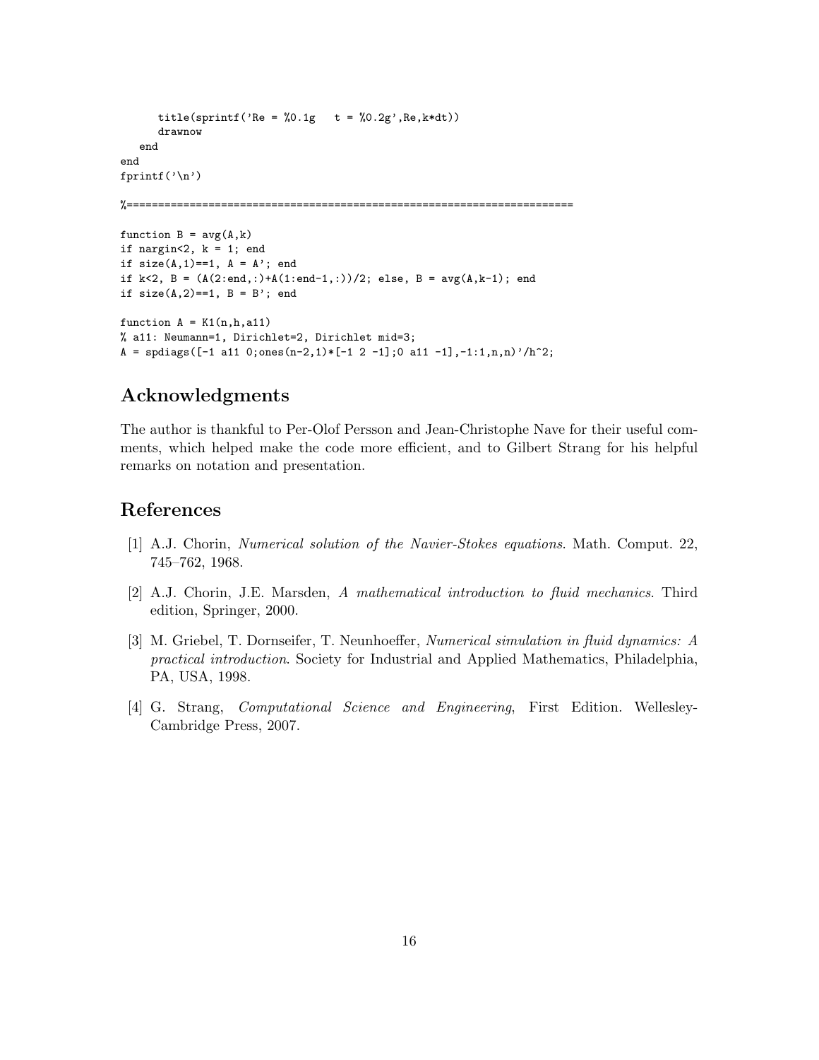```
      title(sprintf('Re = %0.1g   t = %0.2g',Re,k*dt))
      drawnow
   end
end
fprintf('\n')

%=======================================================================

function B = avg(A,k)
if nargin<2, k = 1; end
if size(A,1)==1, A = A'; end
if k<2, B = (A(2:end,:)+A(1:end-1,:))/2; else, B = avg(A,k-1); end
if size(A,2)==1, B = B'; end

function A = K1(n,h,a11)
% a11: Neumann=1, Dirichlet=2, Dirichlet mid=3;
A = spdiags([-1 a11 0;ones(n-2,1)*[-1 2 -1];0 a11 -1],-1:1,n,n)'/h^2;
```

## Acknowledgments

The author is thankful to Per-Olof Persson and Jean-Christophe Nave for their useful comments, which helped make the code more efficient, and to Gilbert Strang for his helpful remarks on notation and presentation.

## References

[1] A.J. Chorin, *Numerical solution of the Navier-Stokes equations*. Math. Comput. 22, 745–762, 1968.

[2] A.J. Chorin, J.E. Marsden, *A mathematical introduction to fluid mechanics*. Third edition, Springer, 2000.

[3] M. Griebel, T. Dornseifer, T. Neunhoeffer, *Numerical simulation in fluid dynamics: A practical introduction*. Society for Industrial and Applied Mathematics, Philadelphia, PA, USA, 1998.

[4] G. Strang, *Computational Science and Engineering*, First Edition. Wellesley-Cambridge Press, 2007.